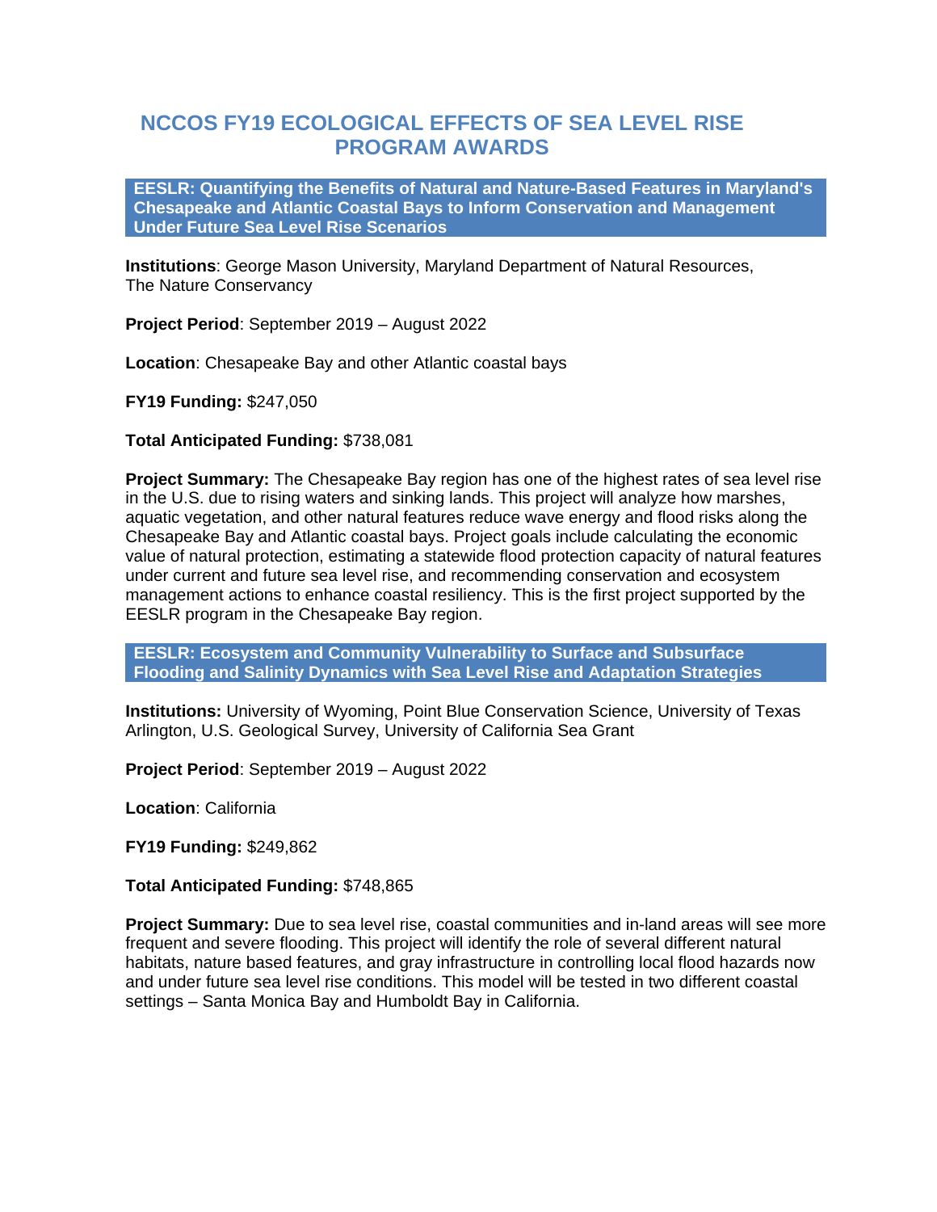# NCCOS FY19 ECOLOGICAL EFFECTS OF SEA LEVEL RISE PROGRAM AWARDS

## EESLR: Quantifying the Benefits of Natural and Nature-Based Features in Maryland's Chesapeake and Atlantic Coastal Bays to Inform Conservation and Management Under Future Sea Level Rise Scenarios

**Institutions**: George Mason University, Maryland Department of Natural Resources, The Nature Conservancy

**Project Period**: September 2019 – August 2022

**Location**: Chesapeake Bay and other Atlantic coastal bays

**FY19 Funding:** $247,050

**Total Anticipated Funding:** $738,081

**Project Summary:** The Chesapeake Bay region has one of the highest rates of sea level rise in the U.S. due to rising waters and sinking lands. This project will analyze how marshes, aquatic vegetation, and other natural features reduce wave energy and flood risks along the Chesapeake Bay and Atlantic coastal bays. Project goals include calculating the economic value of natural protection, estimating a statewide flood protection capacity of natural features under current and future sea level rise, and recommending conservation and ecosystem management actions to enhance coastal resiliency. This is the first project supported by the EESLR program in the Chesapeake Bay region.

## EESLR: Ecosystem and Community Vulnerability to Surface and Subsurface Flooding and Salinity Dynamics with Sea Level Rise and Adaptation Strategies

**Institutions:** University of Wyoming, Point Blue Conservation Science, University of Texas Arlington, U.S. Geological Survey, University of California Sea Grant

**Project Period**: September 2019 – August 2022

**Location**: California

**FY19 Funding:** $249,862

**Total Anticipated Funding:** $748,865

**Project Summary:** Due to sea level rise, coastal communities and in-land areas will see more frequent and severe flooding. This project will identify the role of several different natural habitats, nature based features, and gray infrastructure in controlling local flood hazards now and under future sea level rise conditions. This model will be tested in two different coastal settings – Santa Monica Bay and Humboldt Bay in California.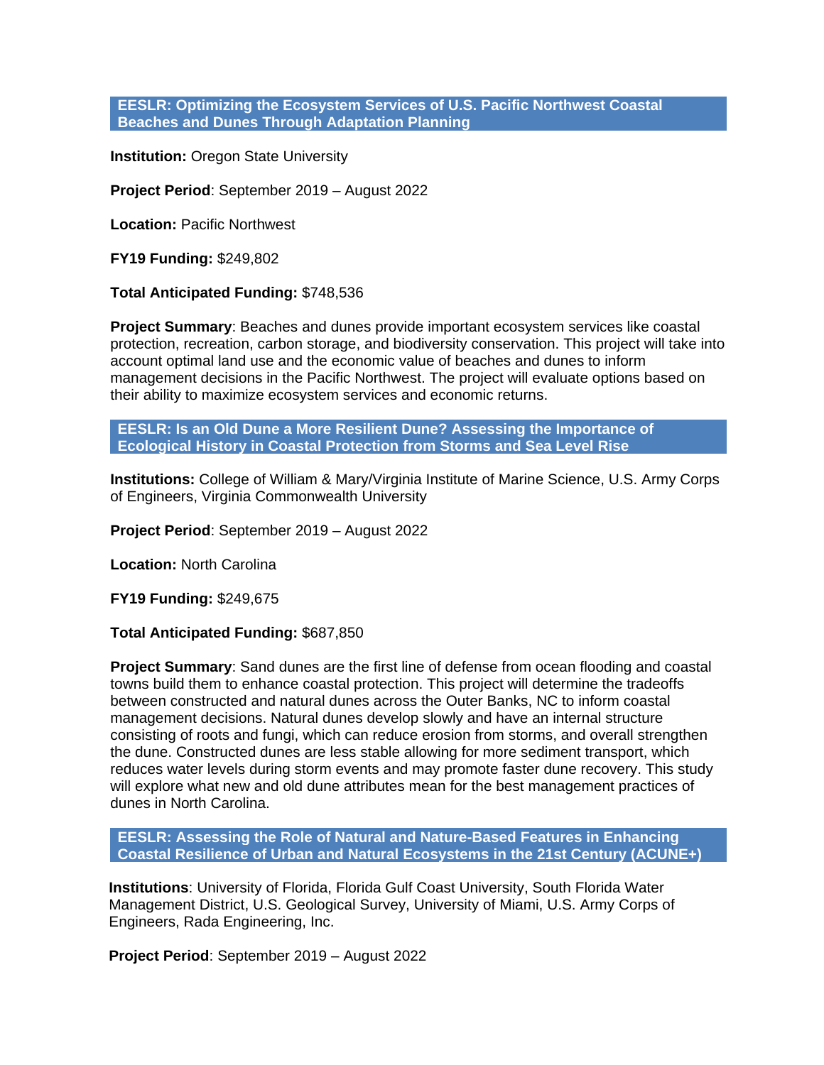## EESLR: Optimizing the Ecosystem Services of U.S. Pacific Northwest Coastal Beaches and Dunes Through Adaptation Planning

**Institution:** Oregon State University

**Project Period**: September 2019 – August 2022

**Location:** Pacific Northwest

**FY19 Funding:** $249,802

**Total Anticipated Funding:** $748,536

**Project Summary**: Beaches and dunes provide important ecosystem services like coastal protection, recreation, carbon storage, and biodiversity conservation. This project will take into account optimal land use and the economic value of beaches and dunes to inform management decisions in the Pacific Northwest. The project will evaluate options based on their ability to maximize ecosystem services and economic returns.

## EESLR: Is an Old Dune a More Resilient Dune? Assessing the Importance of Ecological History in Coastal Protection from Storms and Sea Level Rise

**Institutions:** College of William & Mary/Virginia Institute of Marine Science, U.S. Army Corps of Engineers, Virginia Commonwealth University

**Project Period**: September 2019 – August 2022

**Location:** North Carolina

**FY19 Funding:** $249,675

**Total Anticipated Funding:** $687,850

**Project Summary**: Sand dunes are the first line of defense from ocean flooding and coastal towns build them to enhance coastal protection. This project will determine the tradeoffs between constructed and natural dunes across the Outer Banks, NC to inform coastal management decisions. Natural dunes develop slowly and have an internal structure consisting of roots and fungi, which can reduce erosion from storms, and overall strengthen the dune. Constructed dunes are less stable allowing for more sediment transport, which reduces water levels during storm events and may promote faster dune recovery. This study will explore what new and old dune attributes mean for the best management practices of dunes in North Carolina.

## EESLR: Assessing the Role of Natural and Nature-Based Features in Enhancing Coastal Resilience of Urban and Natural Ecosystems in the 21st Century (ACUNE+)

**Institutions**: University of Florida, Florida Gulf Coast University, South Florida Water Management District, U.S. Geological Survey, University of Miami, U.S. Army Corps of Engineers, Rada Engineering, Inc.

**Project Period**: September 2019 – August 2022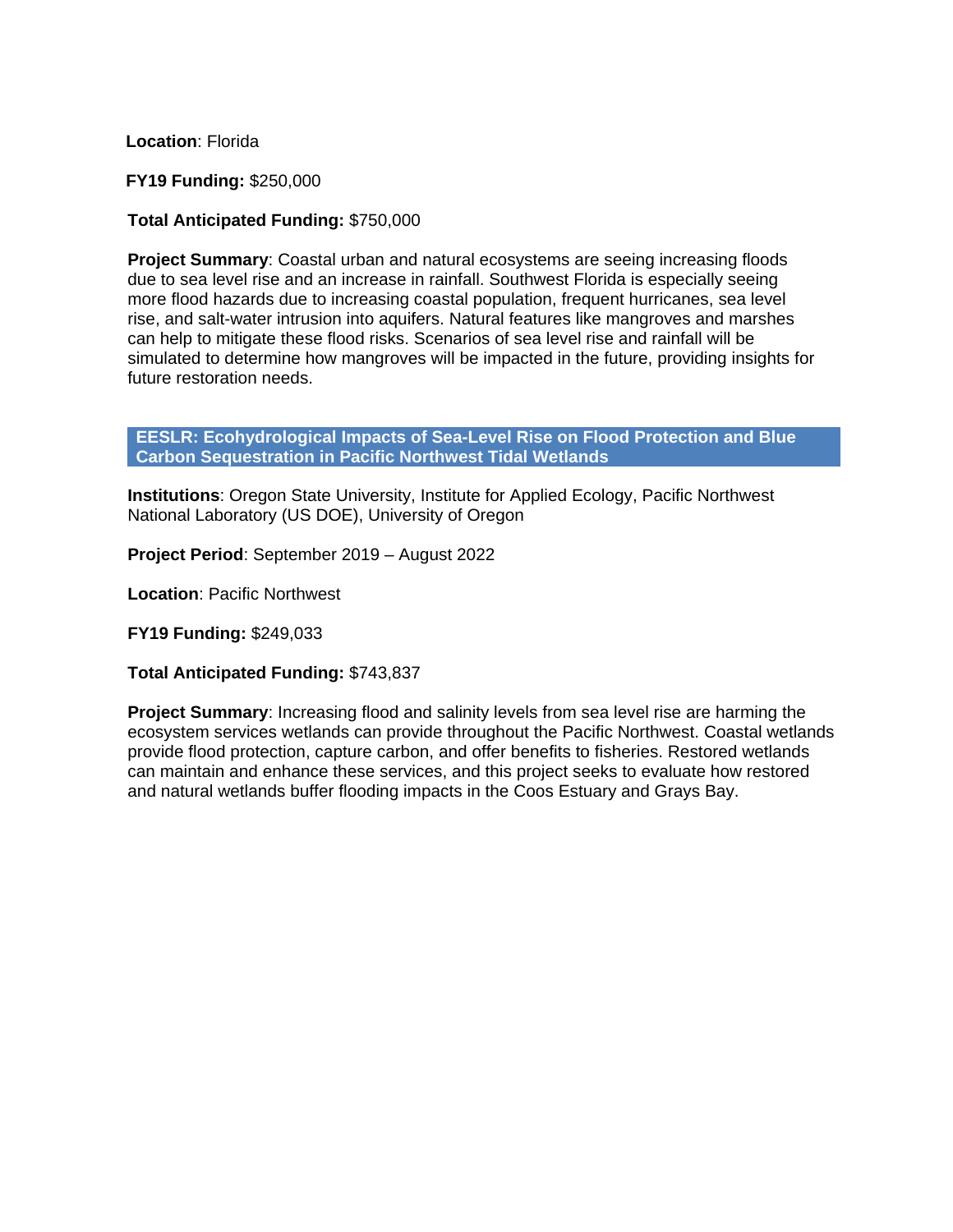**Location**: Florida

**FY19 Funding:** $250,000

**Total Anticipated Funding:** $750,000

**Project Summary**: Coastal urban and natural ecosystems are seeing increasing floods due to sea level rise and an increase in rainfall. Southwest Florida is especially seeing more flood hazards due to increasing coastal population, frequent hurricanes, sea level rise, and salt-water intrusion into aquifers. Natural features like mangroves and marshes can help to mitigate these flood risks. Scenarios of sea level rise and rainfall will be simulated to determine how mangroves will be impacted in the future, providing insights for future restoration needs.

## EESLR: Ecohydrological Impacts of Sea-Level Rise on Flood Protection and Blue Carbon Sequestration in Pacific Northwest Tidal Wetlands

**Institutions**: Oregon State University, Institute for Applied Ecology, Pacific Northwest National Laboratory (US DOE), University of Oregon

**Project Period**: September 2019 – August 2022

**Location**: Pacific Northwest

**FY19 Funding:** $249,033

**Total Anticipated Funding:** $743,837

**Project Summary**: Increasing flood and salinity levels from sea level rise are harming the ecosystem services wetlands can provide throughout the Pacific Northwest. Coastal wetlands provide flood protection, capture carbon, and offer benefits to fisheries. Restored wetlands can maintain and enhance these services, and this project seeks to evaluate how restored and natural wetlands buffer flooding impacts in the Coos Estuary and Grays Bay.